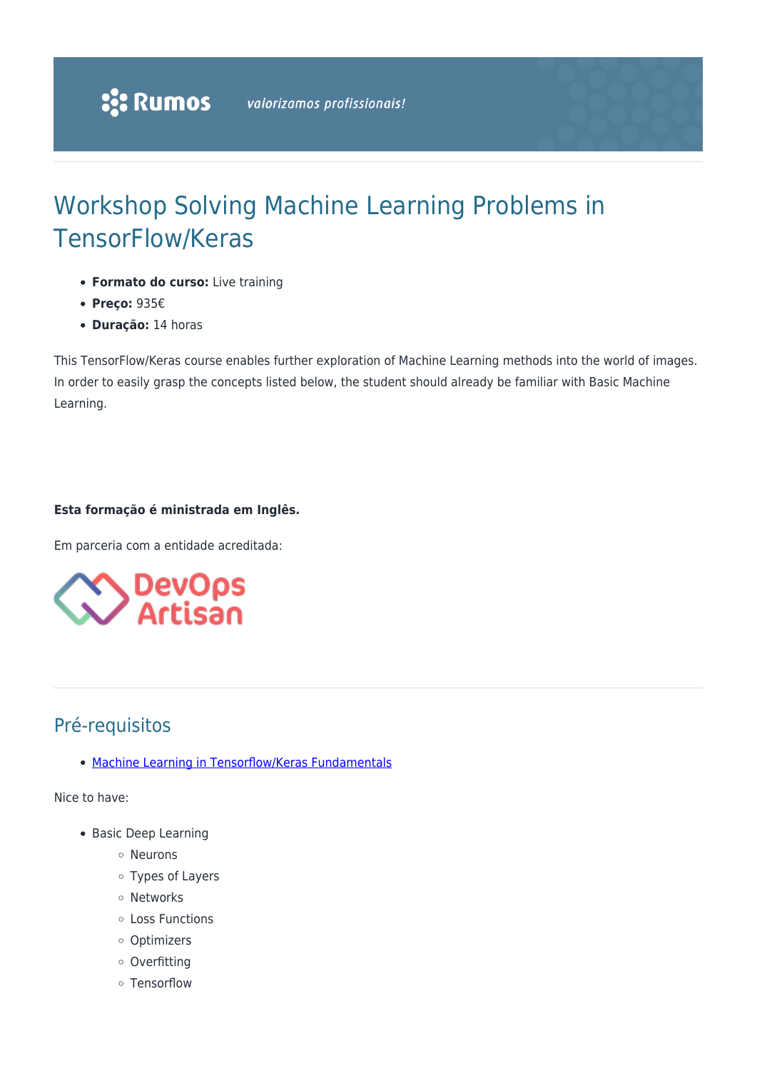# Workshop Solving Machine Learning Problems in TensorFlow/Keras

- **Formato do curso:** Live training
- **Preço:** 935€
- **Duração:** 14 horas

This TensorFlow/Keras course enables further exploration of Machine Learning methods into the world of images. In order to easily grasp the concepts listed below, the student should already be familiar with Basic Machine Learning.

**Esta formação é ministrada em Inglês.**

Em parceria com a entidade acreditada:

## Pré-requisitos

- Machine Learning in Tensorflow/Keras Fundamentals

Nice to have:

- Basic Deep Learning
  - Neurons
  - Types of Layers
  - Networks
  - Loss Functions
  - Optimizers
  - Overfitting
  - Tensorflow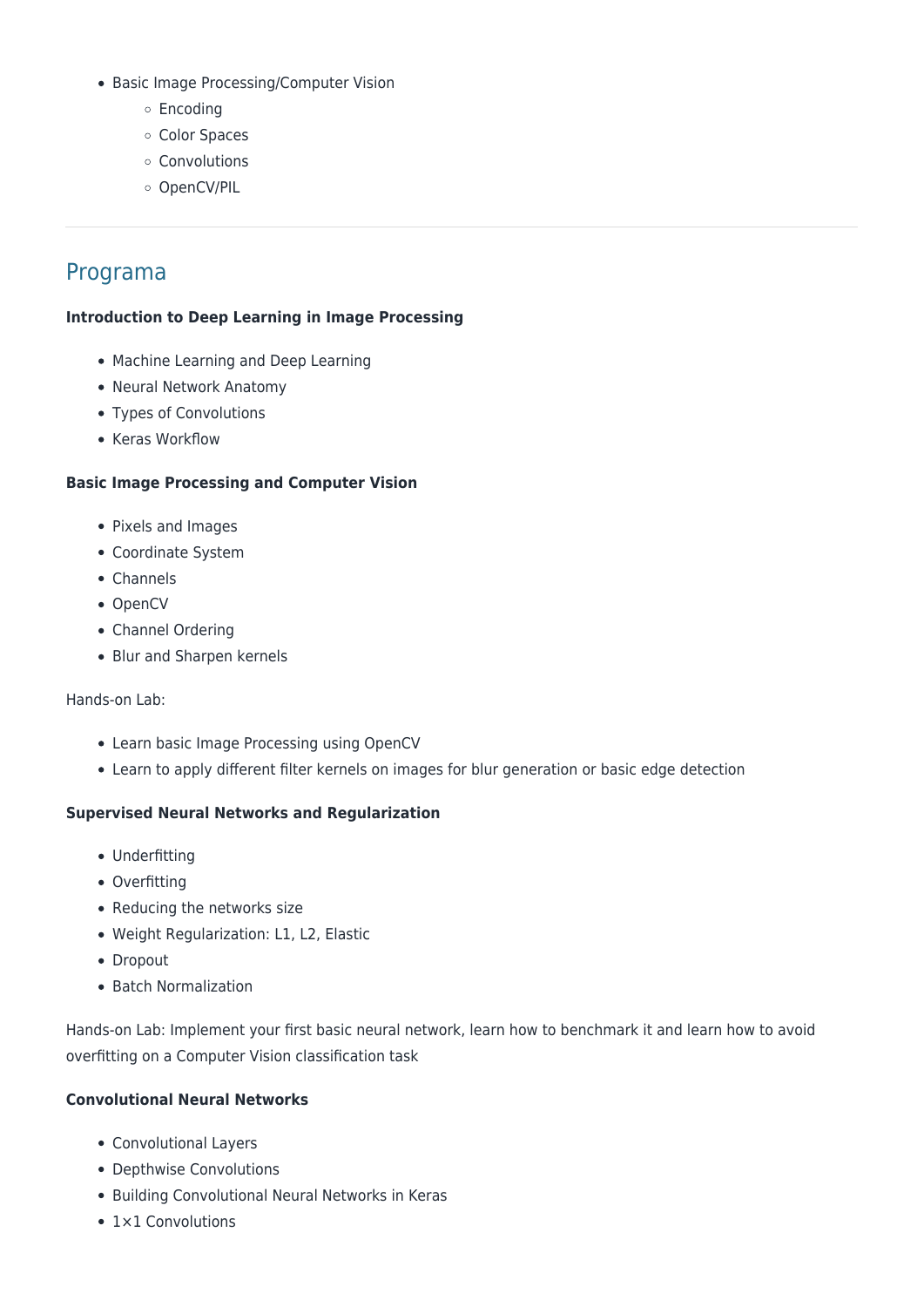- Basic Image Processing/Computer Vision
  - Encoding
  - Color Spaces
  - Convolutions
  - OpenCV/PIL

---

## Programa

**Introduction to Deep Learning in Image Processing**

- Machine Learning and Deep Learning
- Neural Network Anatomy
- Types of Convolutions
- Keras Workflow

**Basic Image Processing and Computer Vision**

- Pixels and Images
- Coordinate System
- Channels
- OpenCV
- Channel Ordering
- Blur and Sharpen kernels

Hands-on Lab:

- Learn basic Image Processing using OpenCV
- Learn to apply different filter kernels on images for blur generation or basic edge detection

**Supervised Neural Networks and Regularization**

- Underfitting
- Overfitting
- Reducing the networks size
- Weight Regularization: L1, L2, Elastic
- Dropout
- Batch Normalization

Hands-on Lab: Implement your first basic neural network, learn how to benchmark it and learn how to avoid overfitting on a Computer Vision classification task

**Convolutional Neural Networks**

- Convolutional Layers
- Depthwise Convolutions
- Building Convolutional Neural Networks in Keras
- 1×1 Convolutions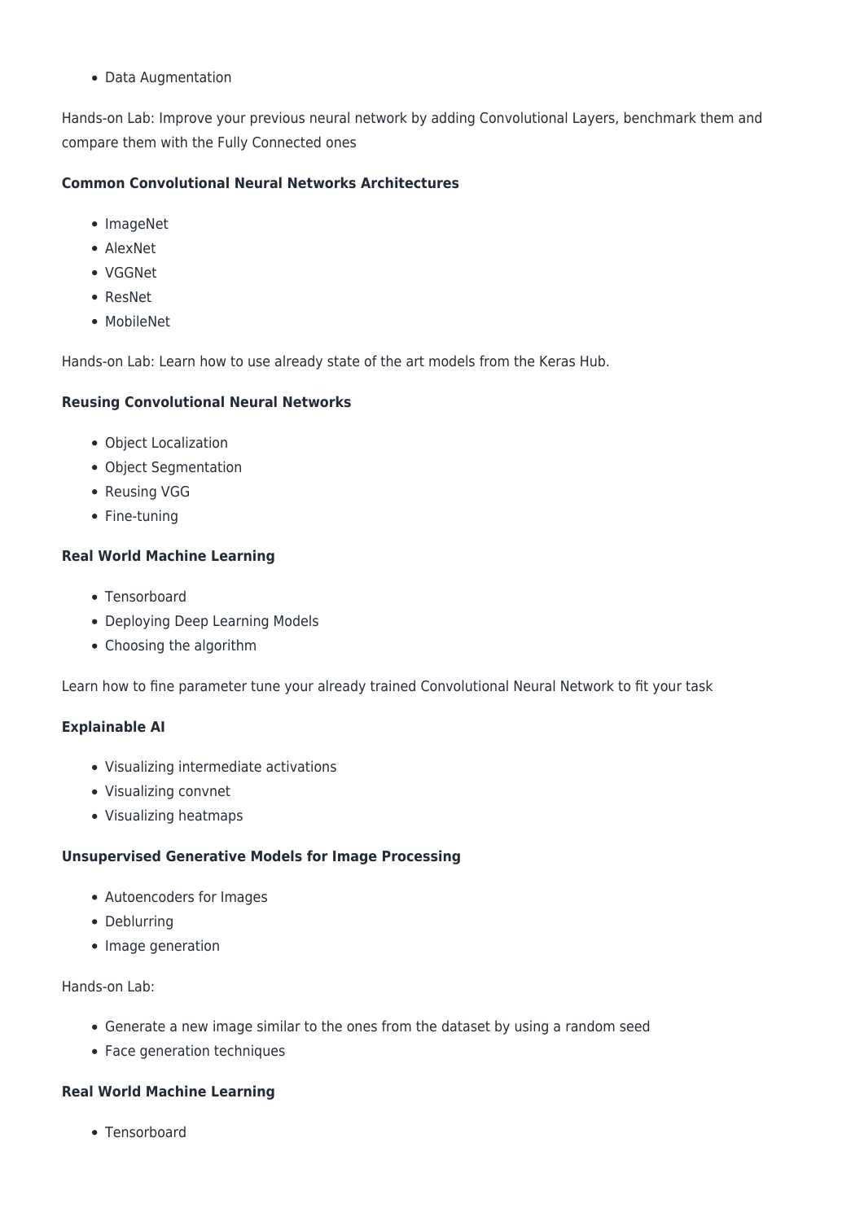- Data Augmentation

Hands-on Lab: Improve your previous neural network by adding Convolutional Layers, benchmark them and compare them with the Fully Connected ones

**Common Convolutional Neural Networks Architectures**

- ImageNet
- AlexNet
- VGGNet
- ResNet
- MobileNet

Hands-on Lab: Learn how to use already state of the art models from the Keras Hub.

**Reusing Convolutional Neural Networks**

- Object Localization
- Object Segmentation
- Reusing VGG
- Fine-tuning

**Real World Machine Learning**

- Tensorboard
- Deploying Deep Learning Models
- Choosing the algorithm

Learn how to fine parameter tune your already trained Convolutional Neural Network to fit your task

**Explainable AI**

- Visualizing intermediate activations
- Visualizing convnet
- Visualizing heatmaps

**Unsupervised Generative Models for Image Processing**

- Autoencoders for Images
- Deblurring
- Image generation

Hands-on Lab:

- Generate a new image similar to the ones from the dataset by using a random seed
- Face generation techniques

**Real World Machine Learning**

- Tensorboard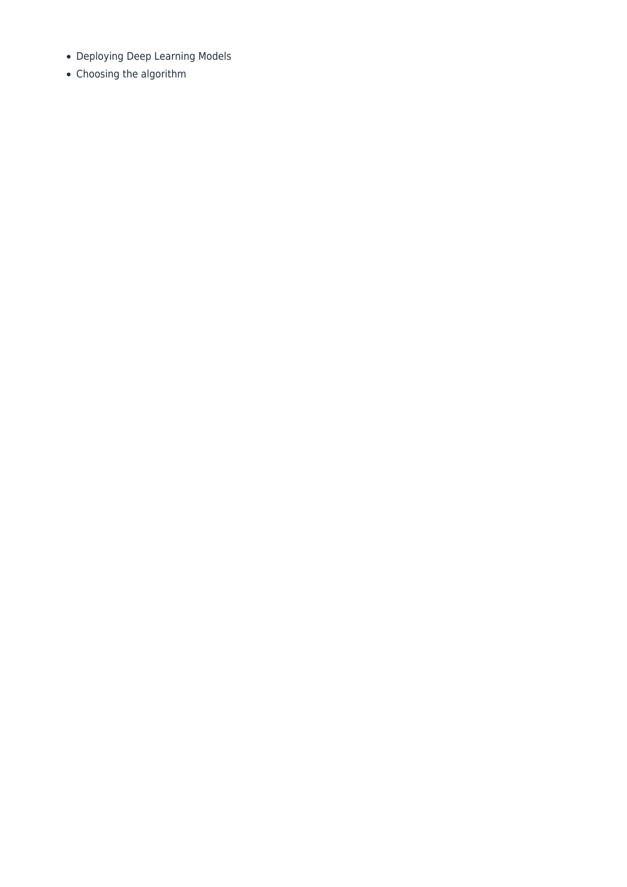- Deploying Deep Learning Models
- Choosing the algorithm